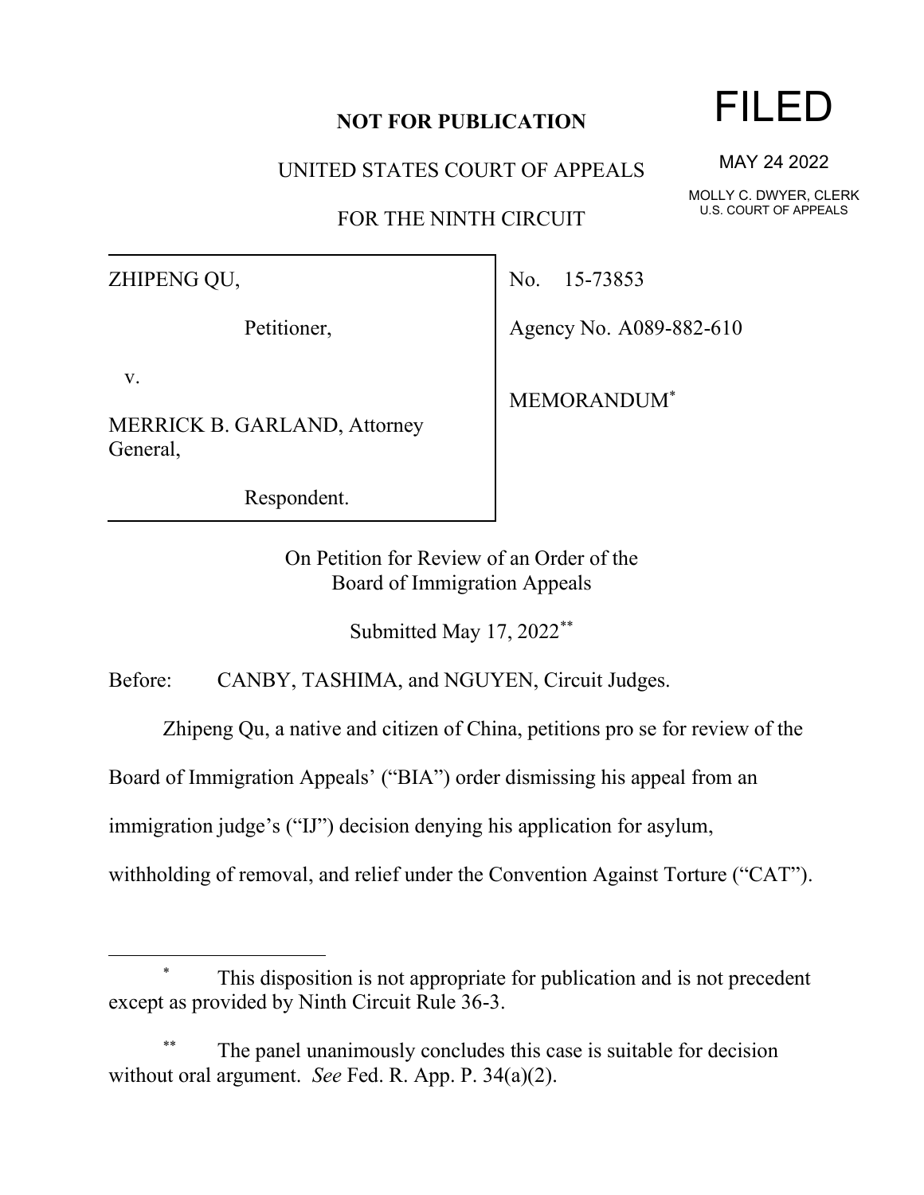**NOT FOR PUBLICATION**

# FILED

MAY 24 2022

MOLLY C. DWYER, CLERK
U.S. COURT OF APPEALS

UNITED STATES COURT OF APPEALS

FOR THE NINTH CIRCUIT

| | |
|---|---|
| ZHIPENG QU,<br><br>Petitioner,<br><br>v.<br><br>MERRICK B. GARLAND, Attorney General,<br><br>Respondent. | No. 15-73853<br><br>Agency No. A089-882-610<br><br>MEMORANDUM* |

On Petition for Review of an Order of the
Board of Immigration Appeals

Submitted May 17, 2022**

Before: CANBY, TASHIMA, and NGUYEN, Circuit Judges.

Zhipeng Qu, a native and citizen of China, petitions pro se for review of the Board of Immigration Appeals' ("BIA") order dismissing his appeal from an immigration judge's ("IJ") decision denying his application for asylum, withholding of removal, and relief under the Convention Against Torture ("CAT").

---

\* This disposition is not appropriate for publication and is not precedent except as provided by Ninth Circuit Rule 36-3.

\*\* The panel unanimously concludes this case is suitable for decision without oral argument. *See* Fed. R. App. P. 34(a)(2).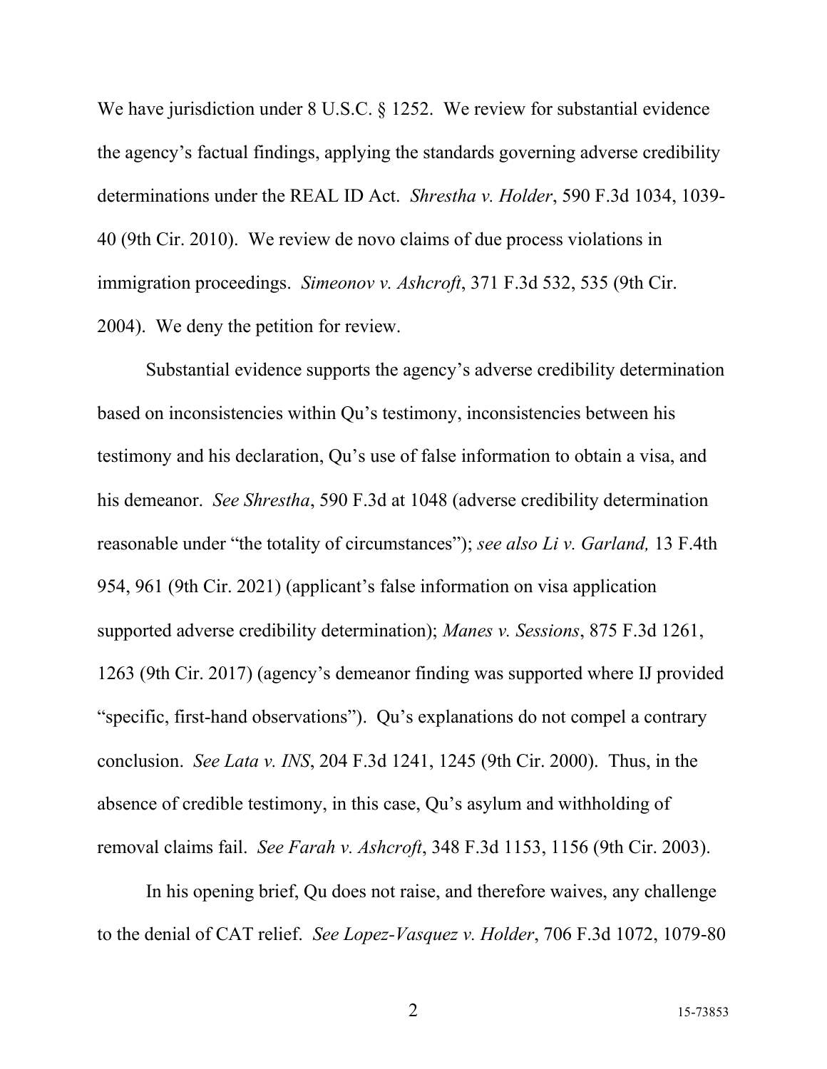We have jurisdiction under 8 U.S.C. § 1252. We review for substantial evidence the agency's factual findings, applying the standards governing adverse credibility determinations under the REAL ID Act. *Shrestha v. Holder*, 590 F.3d 1034, 1039-40 (9th Cir. 2010). We review de novo claims of due process violations in immigration proceedings. *Simeonov v. Ashcroft*, 371 F.3d 532, 535 (9th Cir. 2004). We deny the petition for review.

Substantial evidence supports the agency's adverse credibility determination based on inconsistencies within Qu's testimony, inconsistencies between his testimony and his declaration, Qu's use of false information to obtain a visa, and his demeanor. *See Shrestha*, 590 F.3d at 1048 (adverse credibility determination reasonable under "the totality of circumstances"); *see also Li v. Garland,* 13 F.4th 954, 961 (9th Cir. 2021) (applicant's false information on visa application supported adverse credibility determination); *Manes v. Sessions*, 875 F.3d 1261, 1263 (9th Cir. 2017) (agency's demeanor finding was supported where IJ provided "specific, first-hand observations"). Qu's explanations do not compel a contrary conclusion. *See Lata v. INS*, 204 F.3d 1241, 1245 (9th Cir. 2000). Thus, in the absence of credible testimony, in this case, Qu's asylum and withholding of removal claims fail. *See Farah v. Ashcroft*, 348 F.3d 1153, 1156 (9th Cir. 2003).

In his opening brief, Qu does not raise, and therefore waives, any challenge to the denial of CAT relief. *See Lopez-Vasquez v. Holder*, 706 F.3d 1072, 1079-80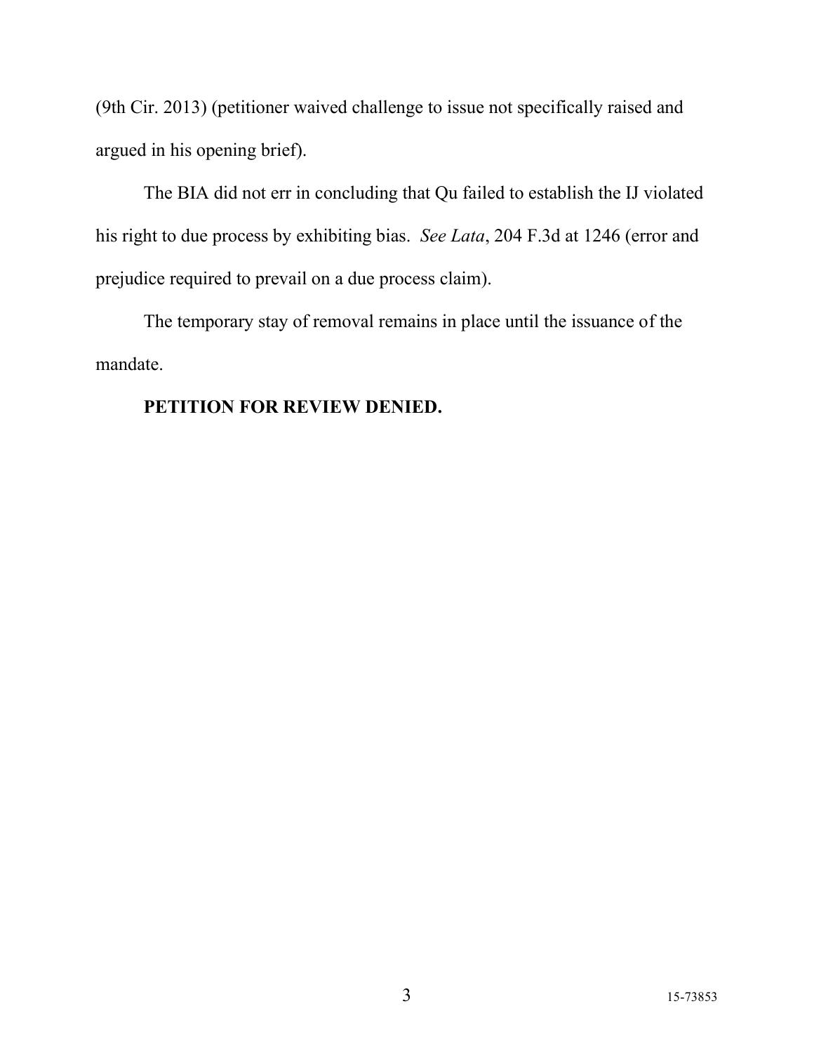(9th Cir. 2013) (petitioner waived challenge to issue not specifically raised and argued in his opening brief).

The BIA did not err in concluding that Qu failed to establish the IJ violated his right to due process by exhibiting bias. *See Lata*, 204 F.3d at 1246 (error and prejudice required to prevail on a due process claim).

The temporary stay of removal remains in place until the issuance of the mandate.

**PETITION FOR REVIEW DENIED.**